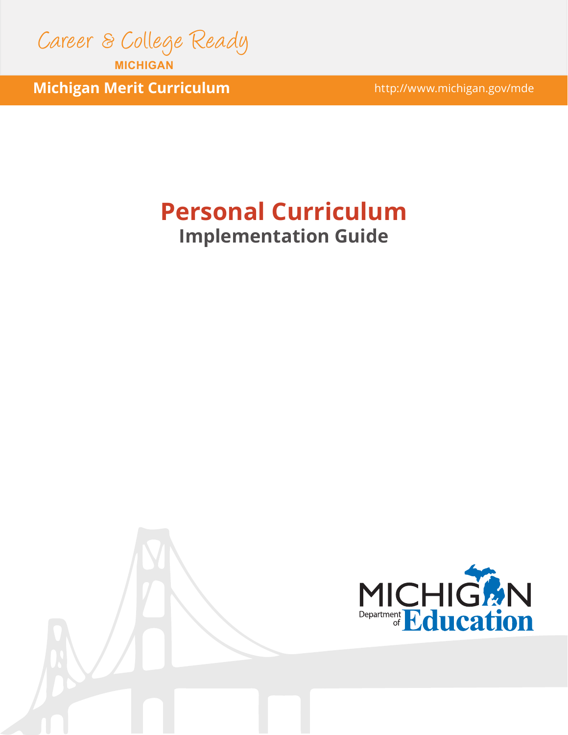Career & College Ready

MICHIGAN

**Michigan Merit Curriculum** http://www.michigan.gov/mde

# Personal Curriculum

## Implementation Guide

MICHIGAN Department of Education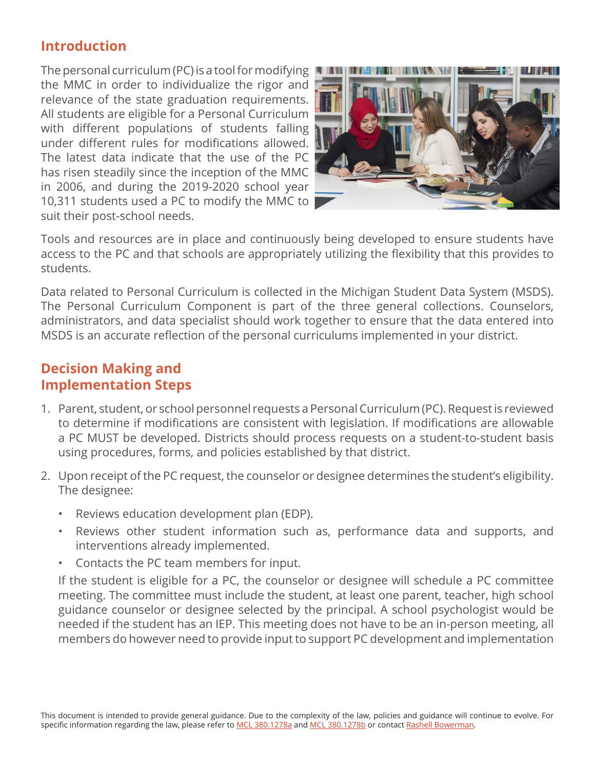## Introduction

The personal curriculum (PC) is a tool for modifying the MMC in order to individualize the rigor and relevance of the state graduation requirements. All students are eligible for a Personal Curriculum with different populations of students falling under different rules for modifications allowed. The latest data indicate that the use of the PC has risen steadily since the inception of the MMC in 2006, and during the 2019-2020 school year 10,311 students used a PC to modify the MMC to suit their post-school needs.

Tools and resources are in place and continuously being developed to ensure students have access to the PC and that schools are appropriately utilizing the flexibility that this provides to students.

Data related to Personal Curriculum is collected in the Michigan Student Data System (MSDS). The Personal Curriculum Component is part of the three general collections. Counselors, administrators, and data specialist should work together to ensure that the data entered into MSDS is an accurate reflection of the personal curriculums implemented in your district.

## Decision Making and Implementation Steps

1. Parent, student, or school personnel requests a Personal Curriculum (PC). Request is reviewed to determine if modifications are consistent with legislation. If modifications are allowable a PC MUST be developed. Districts should process requests on a student-to-student basis using procedures, forms, and policies established by that district.
2. Upon receipt of the PC request, the counselor or designee determines the student's eligibility. The designee:
   - Reviews education development plan (EDP).
   - Reviews other student information such as, performance data and supports, and interventions already implemented.
   - Contacts the PC team members for input.

   If the student is eligible for a PC, the counselor or designee will schedule a PC committee meeting. The committee must include the student, at least one parent, teacher, high school guidance counselor or designee selected by the principal. A school psychologist would be needed if the student has an IEP. This meeting does not have to be an in-person meeting, all members do however need to provide input to support PC development and implementation

This document is intended to provide general guidance. Due to the complexity of the law, policies and guidance will continue to evolve. For specific information regarding the law, please refer to MCL 380.1278a and MCL 380.1278b or contact Rashell Bowerman.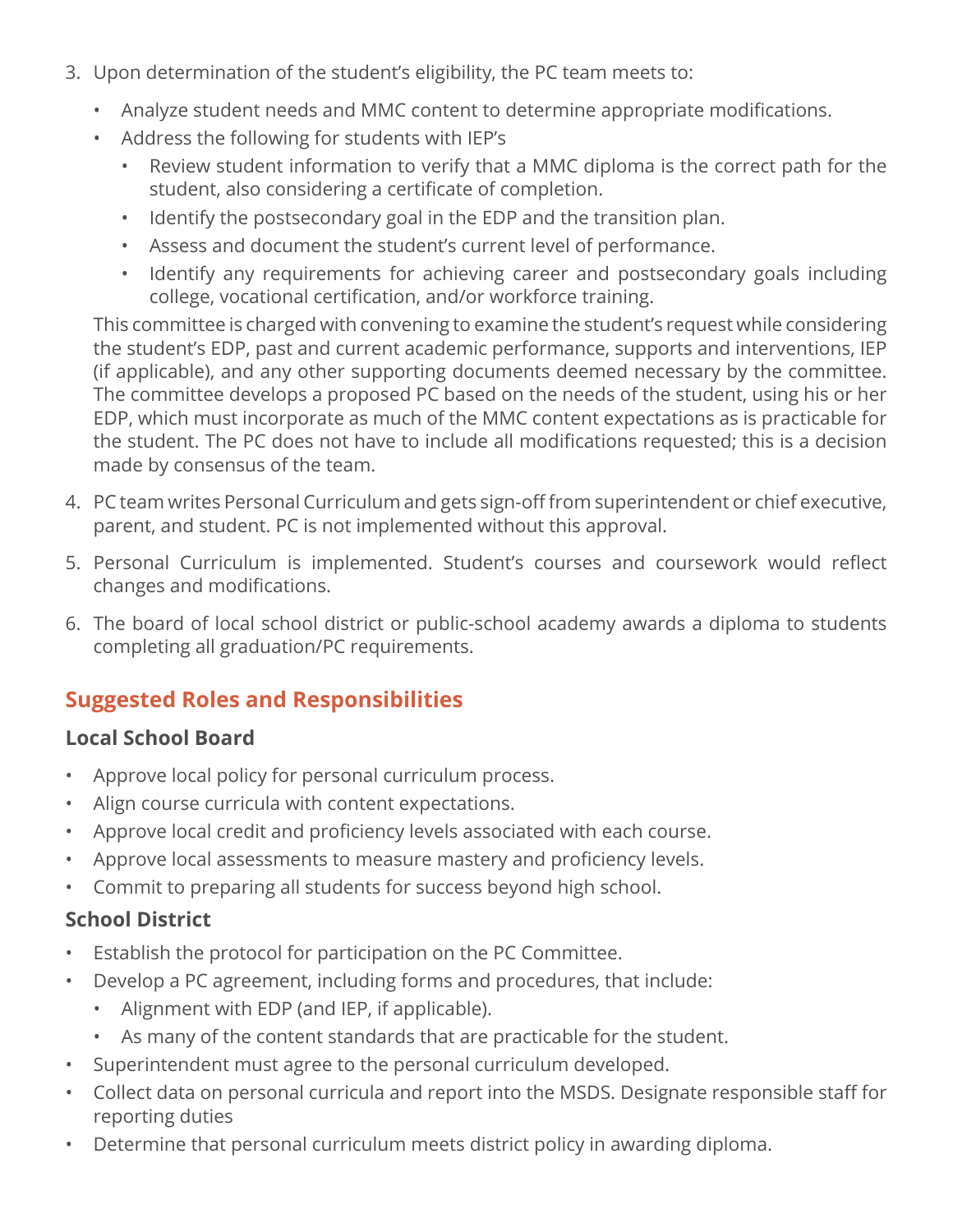3. Upon determination of the student's eligibility, the PC team meets to:
   - Analyze student needs and MMC content to determine appropriate modifications.
   - Address the following for students with IEP's
     - Review student information to verify that a MMC diploma is the correct path for the student, also considering a certificate of completion.
     - Identify the postsecondary goal in the EDP and the transition plan.
     - Assess and document the student's current level of performance.
     - Identify any requirements for achieving career and postsecondary goals including college, vocational certification, and/or workforce training.

   This committee is charged with convening to examine the student's request while considering the student's EDP, past and current academic performance, supports and interventions, IEP (if applicable), and any other supporting documents deemed necessary by the committee. The committee develops a proposed PC based on the needs of the student, using his or her EDP, which must incorporate as much of the MMC content expectations as is practicable for the student. The PC does not have to include all modifications requested; this is a decision made by consensus of the team.

4. PC team writes Personal Curriculum and gets sign-off from superintendent or chief executive, parent, and student. PC is not implemented without this approval.
5. Personal Curriculum is implemented. Student's courses and coursework would reflect changes and modifications.
6. The board of local school district or public-school academy awards a diploma to students completing all graduation/PC requirements.

## Suggested Roles and Responsibilities

### Local School Board

- Approve local policy for personal curriculum process.
- Align course curricula with content expectations.
- Approve local credit and proficiency levels associated with each course.
- Approve local assessments to measure mastery and proficiency levels.
- Commit to preparing all students for success beyond high school.

### School District

- Establish the protocol for participation on the PC Committee.
- Develop a PC agreement, including forms and procedures, that include:
  - Alignment with EDP (and IEP, if applicable).
  - As many of the content standards that are practicable for the student.
- Superintendent must agree to the personal curriculum developed.
- Collect data on personal curricula and report into the MSDS. Designate responsible staff for reporting duties
- Determine that personal curriculum meets district policy in awarding diploma.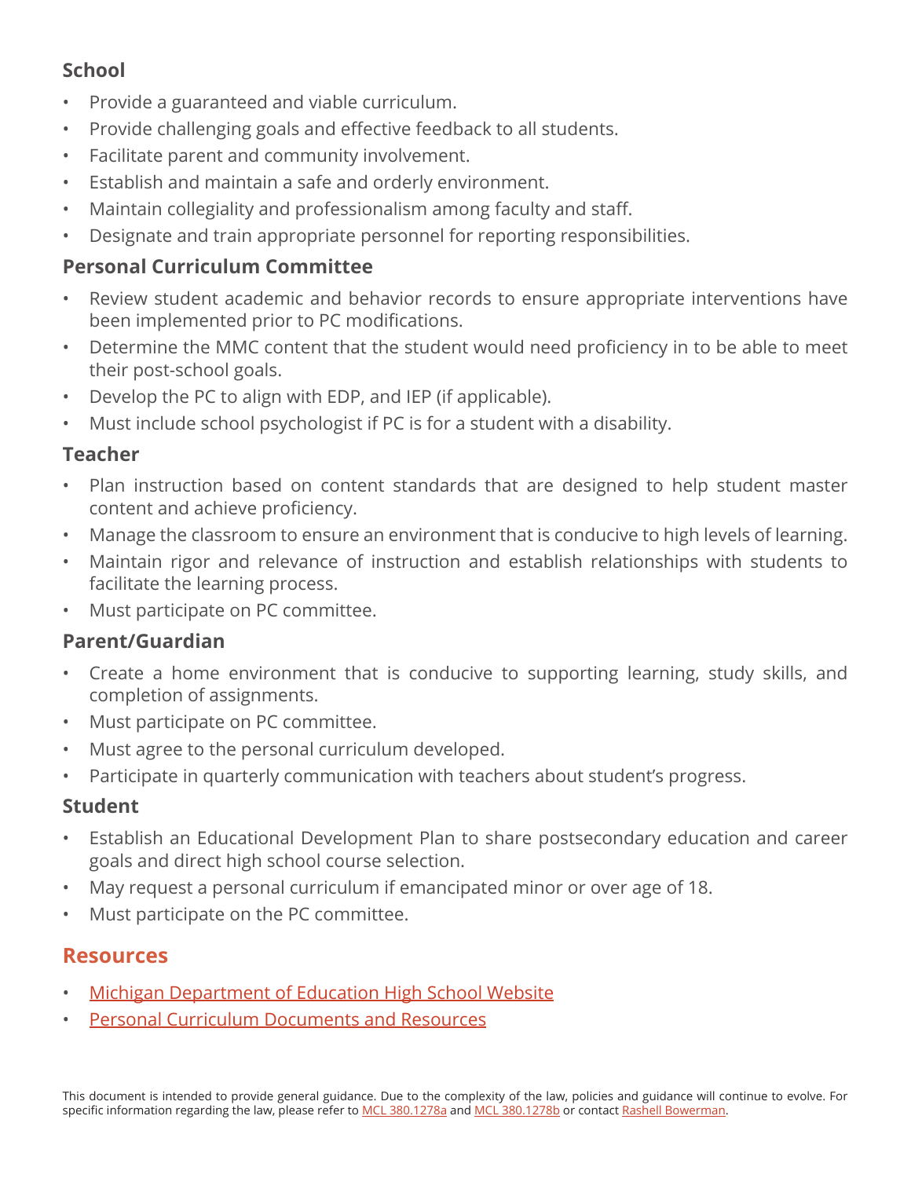### School

- Provide a guaranteed and viable curriculum.
- Provide challenging goals and effective feedback to all students.
- Facilitate parent and community involvement.
- Establish and maintain a safe and orderly environment.
- Maintain collegiality and professionalism among faculty and staff.
- Designate and train appropriate personnel for reporting responsibilities.

### Personal Curriculum Committee

- Review student academic and behavior records to ensure appropriate interventions have been implemented prior to PC modifications.
- Determine the MMC content that the student would need proficiency in to be able to meet their post-school goals.
- Develop the PC to align with EDP, and IEP (if applicable).
- Must include school psychologist if PC is for a student with a disability.

### Teacher

- Plan instruction based on content standards that are designed to help student master content and achieve proficiency.
- Manage the classroom to ensure an environment that is conducive to high levels of learning.
- Maintain rigor and relevance of instruction and establish relationships with students to facilitate the learning process.
- Must participate on PC committee.

### Parent/Guardian

- Create a home environment that is conducive to supporting learning, study skills, and completion of assignments.
- Must participate on PC committee.
- Must agree to the personal curriculum developed.
- Participate in quarterly communication with teachers about student's progress.

### Student

- Establish an Educational Development Plan to share postsecondary education and career goals and direct high school course selection.
- May request a personal curriculum if emancipated minor or over age of 18.
- Must participate on the PC committee.

## Resources

- Michigan Department of Education High School Website
- Personal Curriculum Documents and Resources

This document is intended to provide general guidance. Due to the complexity of the law, policies and guidance will continue to evolve. For specific information regarding the law, please refer to MCL 380.1278a and MCL 380.1278b or contact Rashell Bowerman.